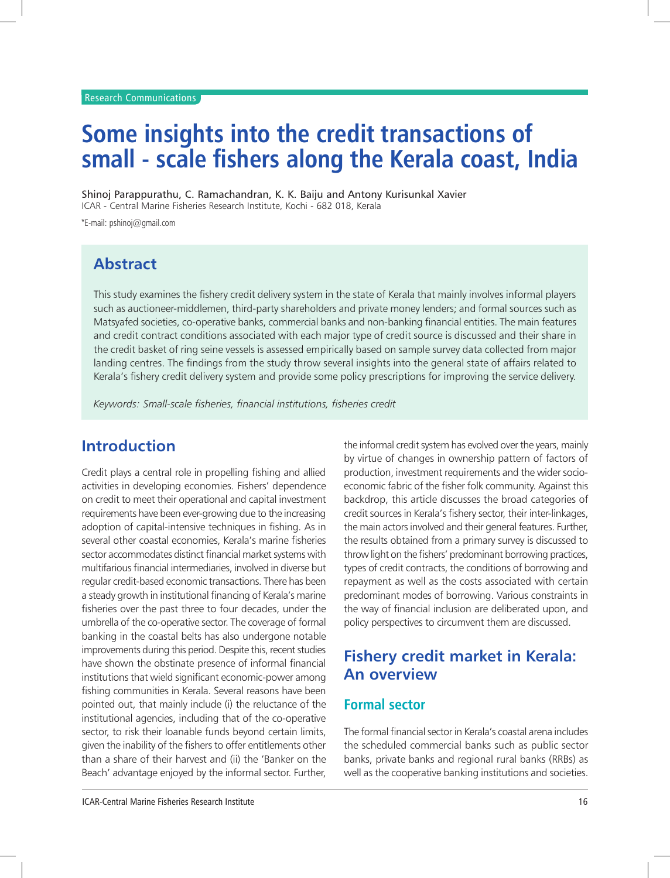Research Communications

# Some insights into the credit transactions of small - scale fishers along the Kerala coast, India

Shinoj Parappurathu, C. Ramachandran, K. K. Baiju and Antony Kurisunkal Xavier
ICAR - Central Marine Fisheries Research Institute, Kochi - 682 018, Kerala

*E-mail: pshinoj@gmail.com

## Abstract

This study examines the fishery credit delivery system in the state of Kerala that mainly involves informal players such as auctioneer-middlemen, third-party shareholders and private money lenders; and formal sources such as Matsyafed societies, co-operative banks, commercial banks and non-banking financial entities. The main features and credit contract conditions associated with each major type of credit source is discussed and their share in the credit basket of ring seine vessels is assessed empirically based on sample survey data collected from major landing centres. The findings from the study throw several insights into the general state of affairs related to Kerala's fishery credit delivery system and provide some policy prescriptions for improving the service delivery.

*Keywords: Small-scale fisheries, financial institutions, fisheries credit*

## Introduction

Credit plays a central role in propelling fishing and allied activities in developing economies. Fishers' dependence on credit to meet their operational and capital investment requirements have been ever-growing due to the increasing adoption of capital-intensive techniques in fishing. As in several other coastal economies, Kerala's marine fisheries sector accommodates distinct financial market systems with multifarious financial intermediaries, involved in diverse but regular credit-based economic transactions. There has been a steady growth in institutional financing of Kerala's marine fisheries over the past three to four decades, under the umbrella of the co-operative sector. The coverage of formal banking in the coastal belts has also undergone notable improvements during this period. Despite this, recent studies have shown the obstinate presence of informal financial institutions that wield significant economic-power among fishing communities in Kerala. Several reasons have been pointed out, that mainly include (i) the reluctance of the institutional agencies, including that of the co-operative sector, to risk their loanable funds beyond certain limits, given the inability of the fishers to offer entitlements other than a share of their harvest and (ii) the 'Banker on the Beach' advantage enjoyed by the informal sector. Further, the informal credit system has evolved over the years, mainly by virtue of changes in ownership pattern of factors of production, investment requirements and the wider socio-economic fabric of the fisher folk community. Against this backdrop, this article discusses the broad categories of credit sources in Kerala's fishery sector, their inter-linkages, the main actors involved and their general features. Further, the results obtained from a primary survey is discussed to throw light on the fishers' predominant borrowing practices, types of credit contracts, the conditions of borrowing and repayment as well as the costs associated with certain predominant modes of borrowing. Various constraints in the way of financial inclusion are deliberated upon, and policy perspectives to circumvent them are discussed.

## Fishery credit market in Kerala: An overview

### Formal sector

The formal financial sector in Kerala's coastal arena includes the scheduled commercial banks such as public sector banks, private banks and regional rural banks (RRBs) as well as the cooperative banking institutions and societies.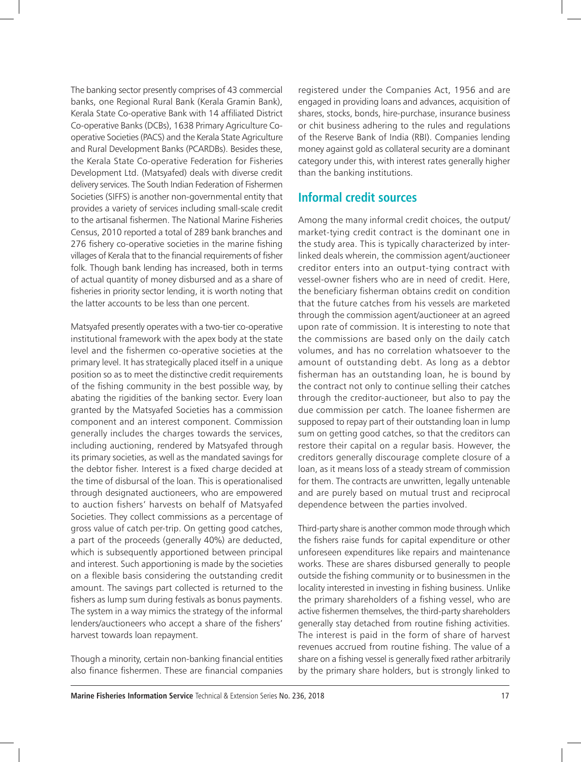The banking sector presently comprises of 43 commercial banks, one Regional Rural Bank (Kerala Gramin Bank), Kerala State Co-operative Bank with 14 affiliated District Co-operative Banks (DCBs), 1638 Primary Agriculture Co-operative Societies (PACS) and the Kerala State Agriculture and Rural Development Banks (PCARDBs). Besides these, the Kerala State Co-operative Federation for Fisheries Development Ltd. (Matsyafed) deals with diverse credit delivery services. The South Indian Federation of Fishermen Societies (SIFFS) is another non-governmental entity that provides a variety of services including small-scale credit to the artisanal fishermen. The National Marine Fisheries Census, 2010 reported a total of 289 bank branches and 276 fishery co-operative societies in the marine fishing villages of Kerala that to the financial requirements of fisher folk. Though bank lending has increased, both in terms of actual quantity of money disbursed and as a share of fisheries in priority sector lending, it is worth noting that the latter accounts to be less than one percent.

Matsyafed presently operates with a two-tier co-operative institutional framework with the apex body at the state level and the fishermen co-operative societies at the primary level. It has strategically placed itself in a unique position so as to meet the distinctive credit requirements of the fishing community in the best possible way, by abating the rigidities of the banking sector. Every loan granted by the Matsyafed Societies has a commission component and an interest component. Commission generally includes the charges towards the services, including auctioning, rendered by Matsyafed through its primary societies, as well as the mandated savings for the debtor fisher. Interest is a fixed charge decided at the time of disbursal of the loan. This is operationalised through designated auctioneers, who are empowered to auction fishers' harvests on behalf of Matsyafed Societies. They collect commissions as a percentage of gross value of catch per-trip. On getting good catches, a part of the proceeds (generally 40%) are deducted, which is subsequently apportioned between principal and interest. Such apportioning is made by the societies on a flexible basis considering the outstanding credit amount. The savings part collected is returned to the fishers as lump sum during festivals as bonus payments. The system in a way mimics the strategy of the informal lenders/auctioneers who accept a share of the fishers' harvest towards loan repayment.

Though a minority, certain non-banking financial entities also finance fishermen. These are financial companies registered under the Companies Act, 1956 and are engaged in providing loans and advances, acquisition of shares, stocks, bonds, hire-purchase, insurance business or chit business adhering to the rules and regulations of the Reserve Bank of India (RBI). Companies lending money against gold as collateral security are a dominant category under this, with interest rates generally higher than the banking institutions.

## Informal credit sources

Among the many informal credit choices, the output/market-tying credit contract is the dominant one in the study area. This is typically characterized by inter-linked deals wherein, the commission agent/auctioneer creditor enters into an output-tying contract with vessel-owner fishers who are in need of credit. Here, the beneficiary fisherman obtains credit on condition that the future catches from his vessels are marketed through the commission agent/auctioneer at an agreed upon rate of commission. It is interesting to note that the commissions are based only on the daily catch volumes, and has no correlation whatsoever to the amount of outstanding debt. As long as a debtor fisherman has an outstanding loan, he is bound by the contract not only to continue selling their catches through the creditor-auctioneer, but also to pay the due commission per catch. The loanee fishermen are supposed to repay part of their outstanding loan in lump sum on getting good catches, so that the creditors can restore their capital on a regular basis. However, the creditors generally discourage complete closure of a loan, as it means loss of a steady stream of commission for them. The contracts are unwritten, legally untenable and are purely based on mutual trust and reciprocal dependence between the parties involved.

Third-party share is another common mode through which the fishers raise funds for capital expenditure or other unforeseen expenditures like repairs and maintenance works. These are shares disbursed generally to people outside the fishing community or to businessmen in the locality interested in investing in fishing business. Unlike the primary shareholders of a fishing vessel, who are active fishermen themselves, the third-party shareholders generally stay detached from routine fishing activities. The interest is paid in the form of share of harvest revenues accrued from routine fishing. The value of a share on a fishing vessel is generally fixed rather arbitrarily by the primary share holders, but is strongly linked to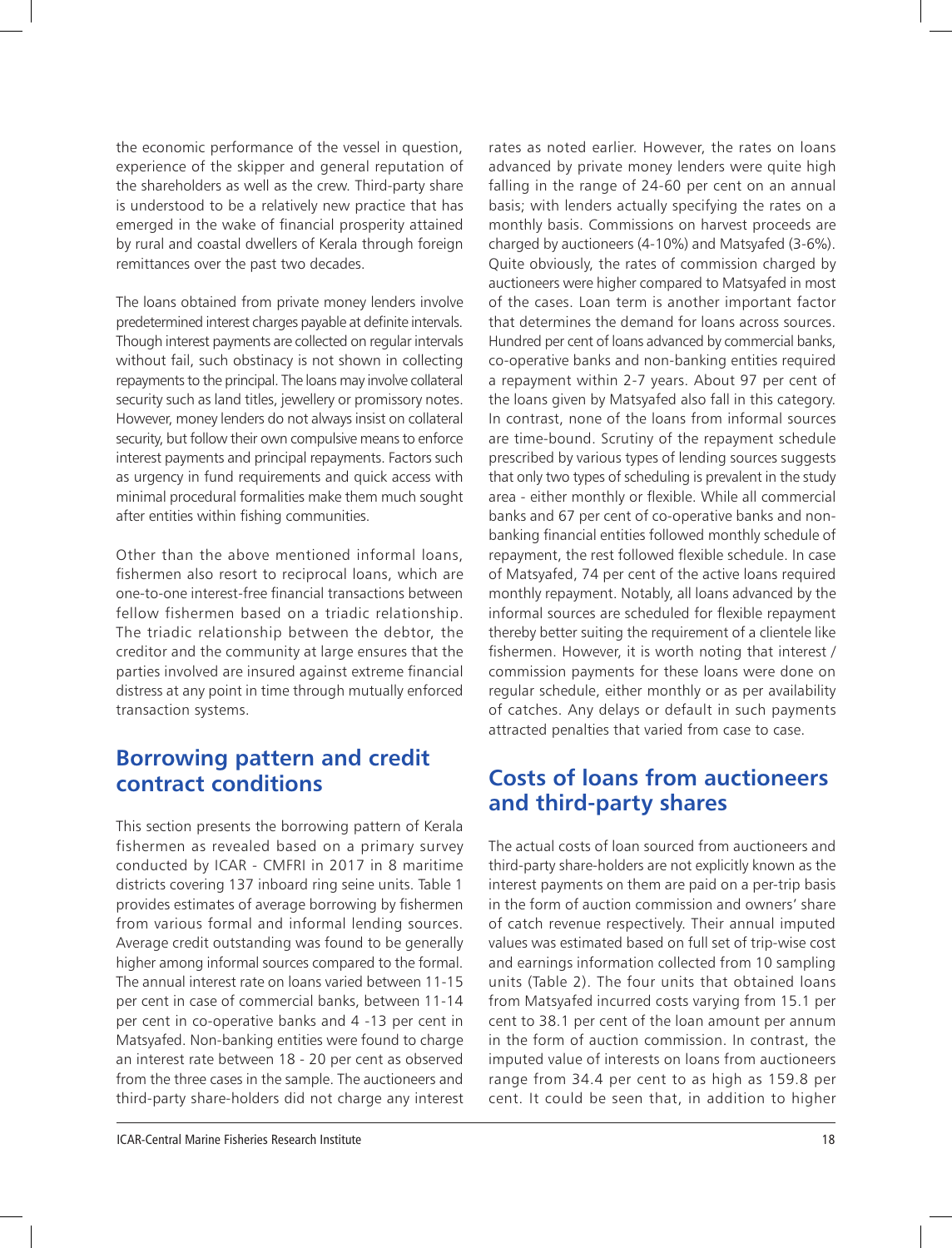the economic performance of the vessel in question, experience of the skipper and general reputation of the shareholders as well as the crew. Third-party share is understood to be a relatively new practice that has emerged in the wake of financial prosperity attained by rural and coastal dwellers of Kerala through foreign remittances over the past two decades.

The loans obtained from private money lenders involve predetermined interest charges payable at definite intervals. Though interest payments are collected on regular intervals without fail, such obstinacy is not shown in collecting repayments to the principal. The loans may involve collateral security such as land titles, jewellery or promissory notes. However, money lenders do not always insist on collateral security, but follow their own compulsive means to enforce interest payments and principal repayments. Factors such as urgency in fund requirements and quick access with minimal procedural formalities make them much sought after entities within fishing communities.

Other than the above mentioned informal loans, fishermen also resort to reciprocal loans, which are one-to-one interest-free financial transactions between fellow fishermen based on a triadic relationship. The triadic relationship between the debtor, the creditor and the community at large ensures that the parties involved are insured against extreme financial distress at any point in time through mutually enforced transaction systems.

## Borrowing pattern and credit contract conditions

This section presents the borrowing pattern of Kerala fishermen as revealed based on a primary survey conducted by ICAR - CMFRI in 2017 in 8 maritime districts covering 137 inboard ring seine units. Table 1 provides estimates of average borrowing by fishermen from various formal and informal lending sources. Average credit outstanding was found to be generally higher among informal sources compared to the formal. The annual interest rate on loans varied between 11-15 per cent in case of commercial banks, between 11-14 per cent in co-operative banks and 4 -13 per cent in Matsyafed. Non-banking entities were found to charge an interest rate between 18 - 20 per cent as observed from the three cases in the sample. The auctioneers and third-party share-holders did not charge any interest rates as noted earlier. However, the rates on loans advanced by private money lenders were quite high falling in the range of 24-60 per cent on an annual basis; with lenders actually specifying the rates on a monthly basis. Commissions on harvest proceeds are charged by auctioneers (4-10%) and Matsyafed (3-6%). Quite obviously, the rates of commission charged by auctioneers were higher compared to Matsyafed in most of the cases. Loan term is another important factor that determines the demand for loans across sources. Hundred per cent of loans advanced by commercial banks, co-operative banks and non-banking entities required a repayment within 2-7 years. About 97 per cent of the loans given by Matsyafed also fall in this category. In contrast, none of the loans from informal sources are time-bound. Scrutiny of the repayment schedule prescribed by various types of lending sources suggests that only two types of scheduling is prevalent in the study area - either monthly or flexible. While all commercial banks and 67 per cent of co-operative banks and non-banking financial entities followed monthly schedule of repayment, the rest followed flexible schedule. In case of Matsyafed, 74 per cent of the active loans required monthly repayment. Notably, all loans advanced by the informal sources are scheduled for flexible repayment thereby better suiting the requirement of a clientele like fishermen. However, it is worth noting that interest / commission payments for these loans were done on regular schedule, either monthly or as per availability of catches. Any delays or default in such payments attracted penalties that varied from case to case.

## Costs of loans from auctioneers and third-party shares

The actual costs of loan sourced from auctioneers and third-party share-holders are not explicitly known as the interest payments on them are paid on a per-trip basis in the form of auction commission and owners' share of catch revenue respectively. Their annual imputed values was estimated based on full set of trip-wise cost and earnings information collected from 10 sampling units (Table 2). The four units that obtained loans from Matsyafed incurred costs varying from 15.1 per cent to 38.1 per cent of the loan amount per annum in the form of auction commission. In contrast, the imputed value of interests on loans from auctioneers range from 34.4 per cent to as high as 159.8 per cent. It could be seen that, in addition to higher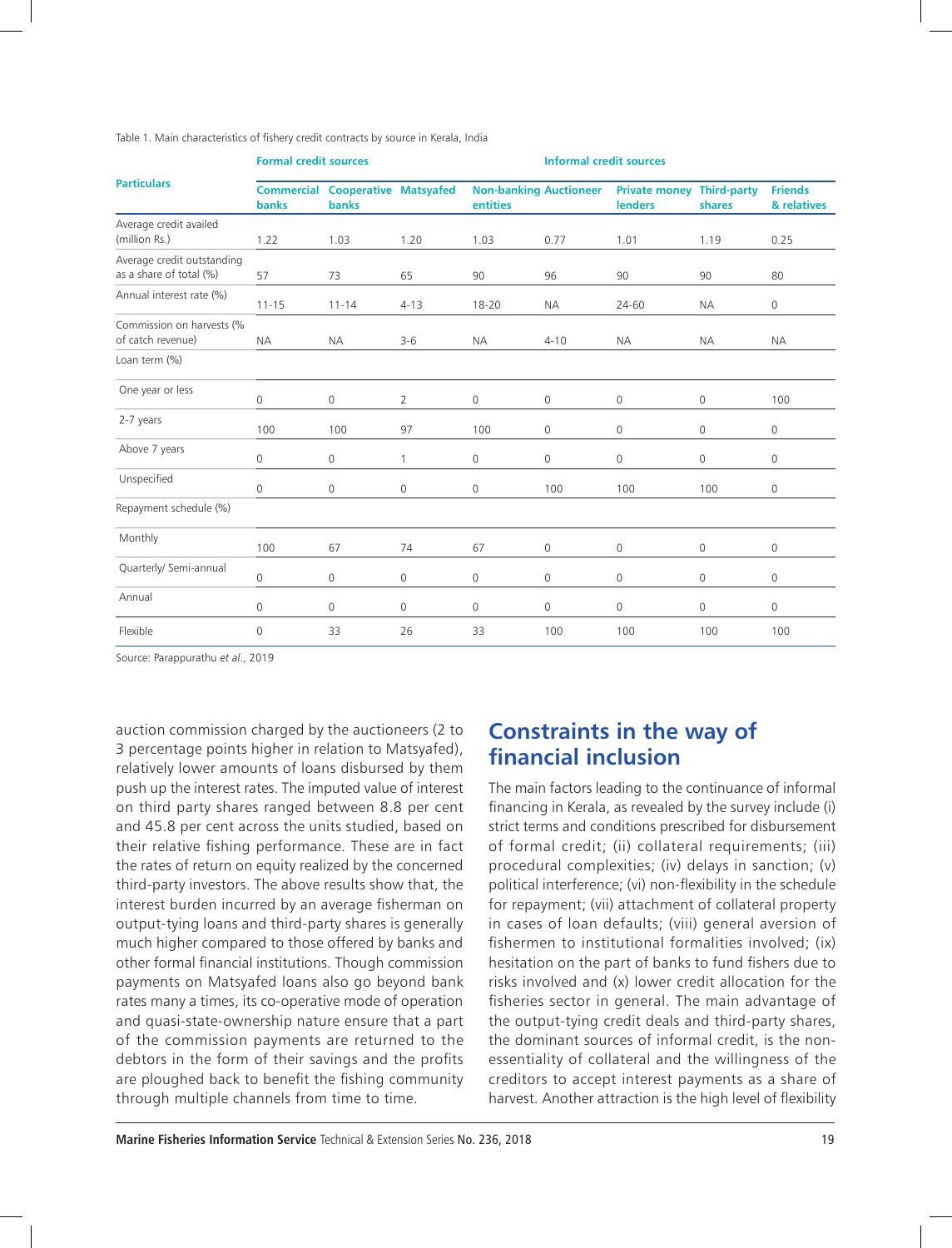Table 1. Main characteristics of fishery credit contracts by source in Kerala, India

| Particulars | Formal credit sources | | | Informal credit sources | | | | |
|---|---|---|---|---|---|---|---|---|
| | Commercial banks | Cooperative banks | Matsyafed | Non-banking entities | Auctioneer | Private money lenders | Third-party shares | Friends & relatives |
| Average credit availed (million Rs.) | 1.22 | 1.03 | 1.20 | 1.03 | 0.77 | 1.01 | 1.19 | 0.25 |
| Average credit outstanding as a share of total (%) | 57 | 73 | 65 | 90 | 96 | 90 | 90 | 80 |
| Annual interest rate (%) | 11-15 | 11-14 | 4-13 | 18-20 | NA | 24-60 | NA | 0 |
| Commission on harvests (% of catch revenue) | NA | NA | 3-6 | NA | 4-10 | NA | NA | NA |
| Loan term (%) | | | | | | | | |
| One year or less | 0 | 0 | 2 | 0 | 0 | 0 | 0 | 100 |
| 2-7 years | 100 | 100 | 97 | 100 | 0 | 0 | 0 | 0 |
| Above 7 years | 0 | 0 | 1 | 0 | 0 | 0 | 0 | 0 |
| Unspecified | 0 | 0 | 0 | 0 | 100 | 100 | 100 | 0 |
| Repayment schedule (%) | | | | | | | | |
| Monthly | 100 | 67 | 74 | 67 | 0 | 0 | 0 | 0 |
| Quarterly/ Semi-annual | 0 | 0 | 0 | 0 | 0 | 0 | 0 | 0 |
| Annual | 0 | 0 | 0 | 0 | 0 | 0 | 0 | 0 |
| Flexible | 0 | 33 | 26 | 33 | 100 | 100 | 100 | 100 |

Source: Parappurathu *et al*., 2019

auction commission charged by the auctioneers (2 to 3 percentage points higher in relation to Matsyafed), relatively lower amounts of loans disbursed by them push up the interest rates. The imputed value of interest on third party shares ranged between 8.8 per cent and 45.8 per cent across the units studied, based on their relative fishing performance. These are in fact the rates of return on equity realized by the concerned third-party investors. The above results show that, the interest burden incurred by an average fisherman on output-tying loans and third-party shares is generally much higher compared to those offered by banks and other formal financial institutions. Though commission payments on Matsyafed loans also go beyond bank rates many a times, its co-operative mode of operation and quasi-state-ownership nature ensure that a part of the commission payments are returned to the debtors in the form of their savings and the profits are ploughed back to benefit the fishing community through multiple channels from time to time.

## Constraints in the way of financial inclusion

The main factors leading to the continuance of informal financing in Kerala, as revealed by the survey include (i) strict terms and conditions prescribed for disbursement of formal credit; (ii) collateral requirements; (iii) procedural complexities; (iv) delays in sanction; (v) political interference; (vi) non-flexibility in the schedule for repayment; (vii) attachment of collateral property in cases of loan defaults; (viii) general aversion of fishermen to institutional formalities involved; (ix) hesitation on the part of banks to fund fishers due to risks involved and (x) lower credit allocation for the fisheries sector in general. The main advantage of the output-tying credit deals and third-party shares, the dominant sources of informal credit, is the non-essentiality of collateral and the willingness of the creditors to accept interest payments as a share of harvest. Another attraction is the high level of flexibility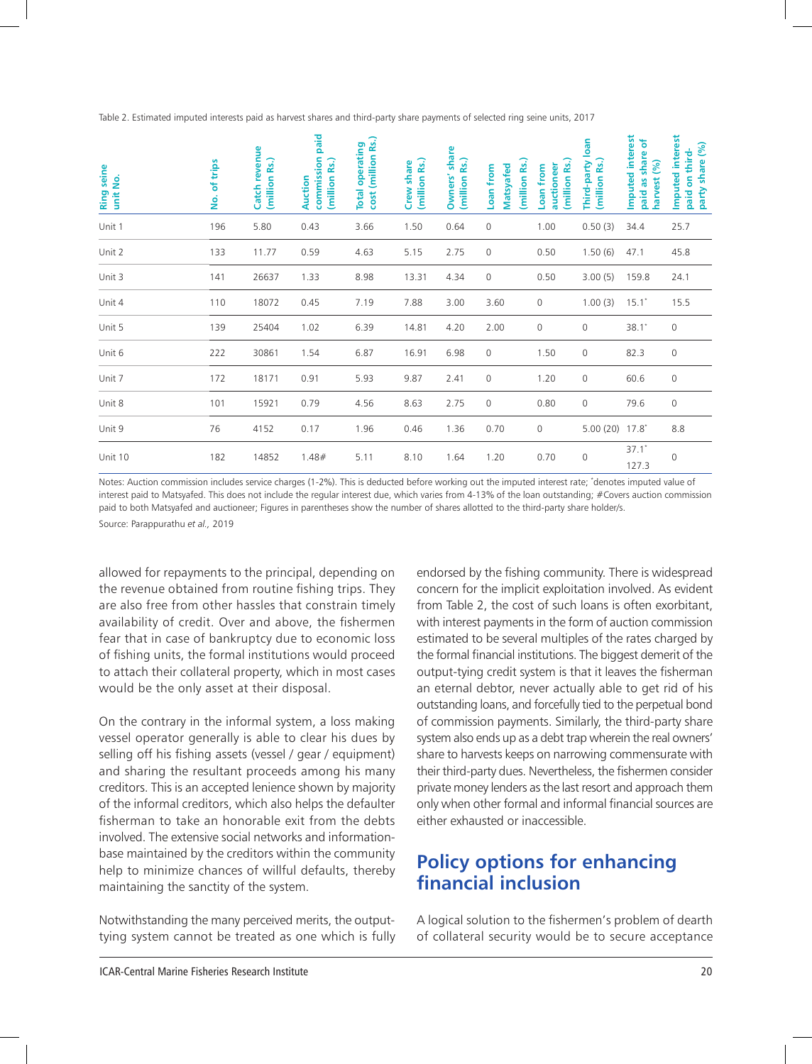Table 2. Estimated imputed interests paid as harvest shares and third-party share payments of selected ring seine units, 2017

| Ring seine unit No. | No. of trips | Catch revenue (million Rs.) | Auction commission paid (million Rs.) | Total operating cost (million Rs.) | Crew share (million Rs.) | Owners' share (million Rs.) | Loan from Matsyafed (million Rs.) | Loan from auctioneer (million Rs.) | Third-party loan (million Rs.) | Imputed interest paid as share of harvest (%) | Imputed interest paid on third-party share (%) |
|---|---|---|---|---|---|---|---|---|---|---|---|
| Unit 1 | 196 | 5.80 | 0.43 | 3.66 | 1.50 | 0.64 | 0 | 1.00 | 0.50 (3) | 34.4 | 25.7 |
| Unit 2 | 133 | 11.77 | 0.59 | 4.63 | 5.15 | 2.75 | 0 | 0.50 | 1.50 (6) | 47.1 | 45.8 |
| Unit 3 | 141 | 26637 | 1.33 | 8.98 | 13.31 | 4.34 | 0 | 0.50 | 3.00 (5) | 159.8 | 24.1 |
| Unit 4 | 110 | 18072 | 0.45 | 7.19 | 7.88 | 3.00 | 3.60 | 0 | 1.00 (3) | 15.1* | 15.5 |
| Unit 5 | 139 | 25404 | 1.02 | 6.39 | 14.81 | 4.20 | 2.00 | 0 | 0 | 38.1* | 0 |
| Unit 6 | 222 | 30861 | 1.54 | 6.87 | 16.91 | 6.98 | 0 | 1.50 | 0 | 82.3 | 0 |
| Unit 7 | 172 | 18171 | 0.91 | 5.93 | 9.87 | 2.41 | 0 | 1.20 | 0 | 60.6 | 0 |
| Unit 8 | 101 | 15921 | 0.79 | 4.56 | 8.63 | 2.75 | 0 | 0.80 | 0 | 79.6 | 0 |
| Unit 9 | 76 | 4152 | 0.17 | 1.96 | 0.46 | 1.36 | 0.70 | 0 | 5.00 (20) | 17.8* | 8.8 |
| Unit 10 | 182 | 14852 | 1.48# | 5.11 | 8.10 | 1.64 | 1.20 | 0.70 | 0 | 37.1* 127.3 | 0 |

Notes: Auction commission includes service charges (1-2%). This is deducted before working out the imputed interest rate; *denotes imputed value of interest paid to Matsyafed. This does not include the regular interest due, which varies from 4-13% of the loan outstanding; #Covers auction commission paid to both Matsyafed and auctioneer; Figures in parentheses show the number of shares allotted to the third-party share holder/s.

Source: Parappurathu *et al.,* 2019

allowed for repayments to the principal, depending on the revenue obtained from routine fishing trips. They are also free from other hassles that constrain timely availability of credit. Over and above, the fishermen fear that in case of bankruptcy due to economic loss of fishing units, the formal institutions would proceed to attach their collateral property, which in most cases would be the only asset at their disposal.

On the contrary in the informal system, a loss making vessel operator generally is able to clear his dues by selling off his fishing assets (vessel / gear / equipment) and sharing the resultant proceeds among his many creditors. This is an accepted lenience shown by majority of the informal creditors, which also helps the defaulter fisherman to take an honorable exit from the debts involved. The extensive social networks and information-base maintained by the creditors within the community help to minimize chances of willful defaults, thereby maintaining the sanctity of the system.

Notwithstanding the many perceived merits, the output-tying system cannot be treated as one which is fully endorsed by the fishing community. There is widespread concern for the implicit exploitation involved. As evident from Table 2, the cost of such loans is often exorbitant, with interest payments in the form of auction commission estimated to be several multiples of the rates charged by the formal financial institutions. The biggest demerit of the output-tying credit system is that it leaves the fisherman an eternal debtor, never actually able to get rid of his outstanding loans, and forcefully tied to the perpetual bond of commission payments. Similarly, the third-party share system also ends up as a debt trap wherein the real owners' share to harvests keeps on narrowing commensurate with their third-party dues. Nevertheless, the fishermen consider private money lenders as the last resort and approach them only when other formal and informal financial sources are either exhausted or inaccessible.

## Policy options for enhancing financial inclusion

A logical solution to the fishermen's problem of dearth of collateral security would be to secure acceptance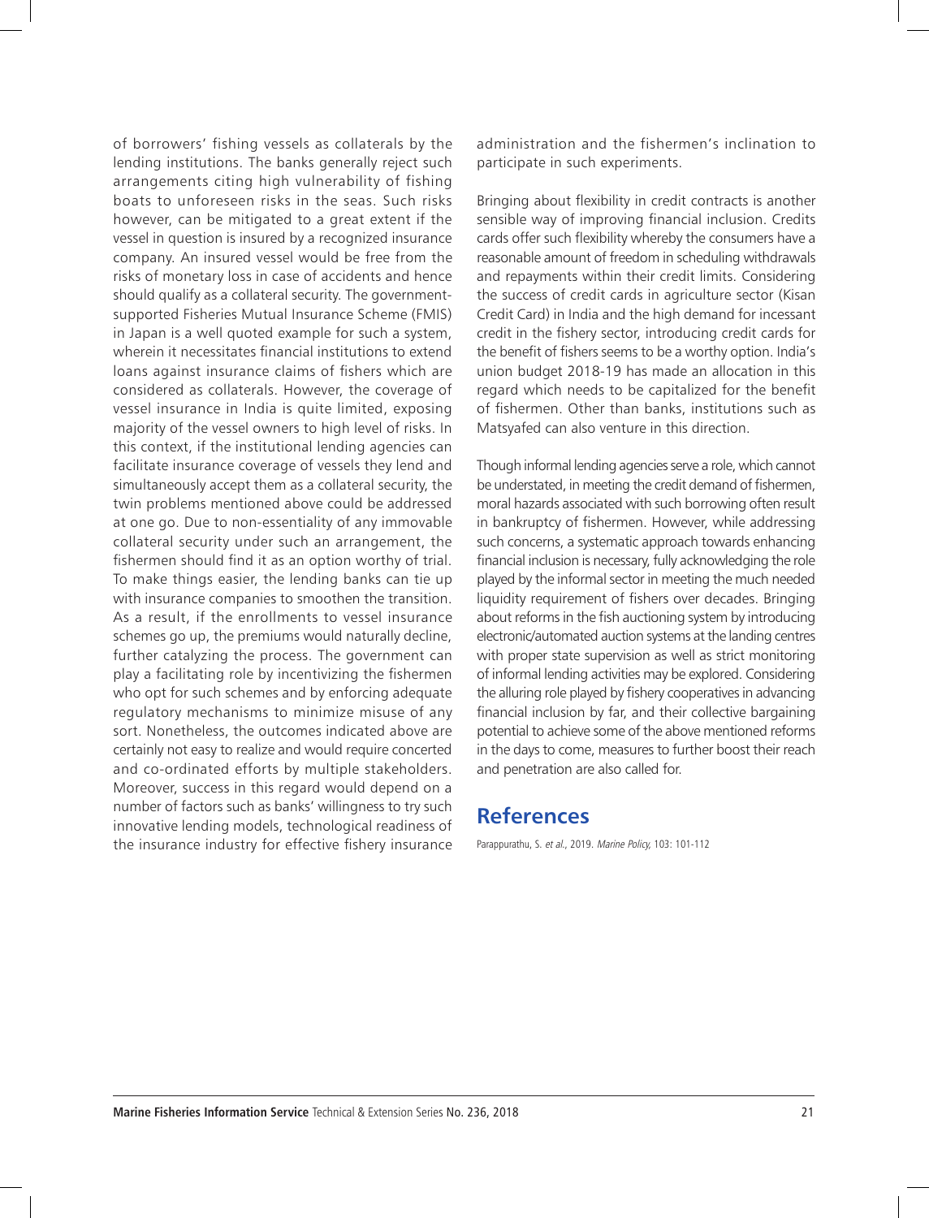of borrowers' fishing vessels as collaterals by the lending institutions. The banks generally reject such arrangements citing high vulnerability of fishing boats to unforeseen risks in the seas. Such risks however, can be mitigated to a great extent if the vessel in question is insured by a recognized insurance company. An insured vessel would be free from the risks of monetary loss in case of accidents and hence should qualify as a collateral security. The government-supported Fisheries Mutual Insurance Scheme (FMIS) in Japan is a well quoted example for such a system, wherein it necessitates financial institutions to extend loans against insurance claims of fishers which are considered as collaterals. However, the coverage of vessel insurance in India is quite limited, exposing majority of the vessel owners to high level of risks. In this context, if the institutional lending agencies can facilitate insurance coverage of vessels they lend and simultaneously accept them as a collateral security, the twin problems mentioned above could be addressed at one go. Due to non-essentiality of any immovable collateral security under such an arrangement, the fishermen should find it as an option worthy of trial. To make things easier, the lending banks can tie up with insurance companies to smoothen the transition. As a result, if the enrollments to vessel insurance schemes go up, the premiums would naturally decline, further catalyzing the process. The government can play a facilitating role by incentivizing the fishermen who opt for such schemes and by enforcing adequate regulatory mechanisms to minimize misuse of any sort. Nonetheless, the outcomes indicated above are certainly not easy to realize and would require concerted and co-ordinated efforts by multiple stakeholders. Moreover, success in this regard would depend on a number of factors such as banks' willingness to try such innovative lending models, technological readiness of the insurance industry for effective fishery insurance administration and the fishermen's inclination to participate in such experiments.

Bringing about flexibility in credit contracts is another sensible way of improving financial inclusion. Credits cards offer such flexibility whereby the consumers have a reasonable amount of freedom in scheduling withdrawals and repayments within their credit limits. Considering the success of credit cards in agriculture sector (Kisan Credit Card) in India and the high demand for incessant credit in the fishery sector, introducing credit cards for the benefit of fishers seems to be a worthy option. India's union budget 2018-19 has made an allocation in this regard which needs to be capitalized for the benefit of fishermen. Other than banks, institutions such as Matsyafed can also venture in this direction.

Though informal lending agencies serve a role, which cannot be understated, in meeting the credit demand of fishermen, moral hazards associated with such borrowing often result in bankruptcy of fishermen. However, while addressing such concerns, a systematic approach towards enhancing financial inclusion is necessary, fully acknowledging the role played by the informal sector in meeting the much needed liquidity requirement of fishers over decades. Bringing about reforms in the fish auctioning system by introducing electronic/automated auction systems at the landing centres with proper state supervision as well as strict monitoring of informal lending activities may be explored. Considering the alluring role played by fishery cooperatives in advancing financial inclusion by far, and their collective bargaining potential to achieve some of the above mentioned reforms in the days to come, measures to further boost their reach and penetration are also called for.

## References

Parappurathu, S. *et al.*, 2019. *Marine Policy,* 103: 101-112